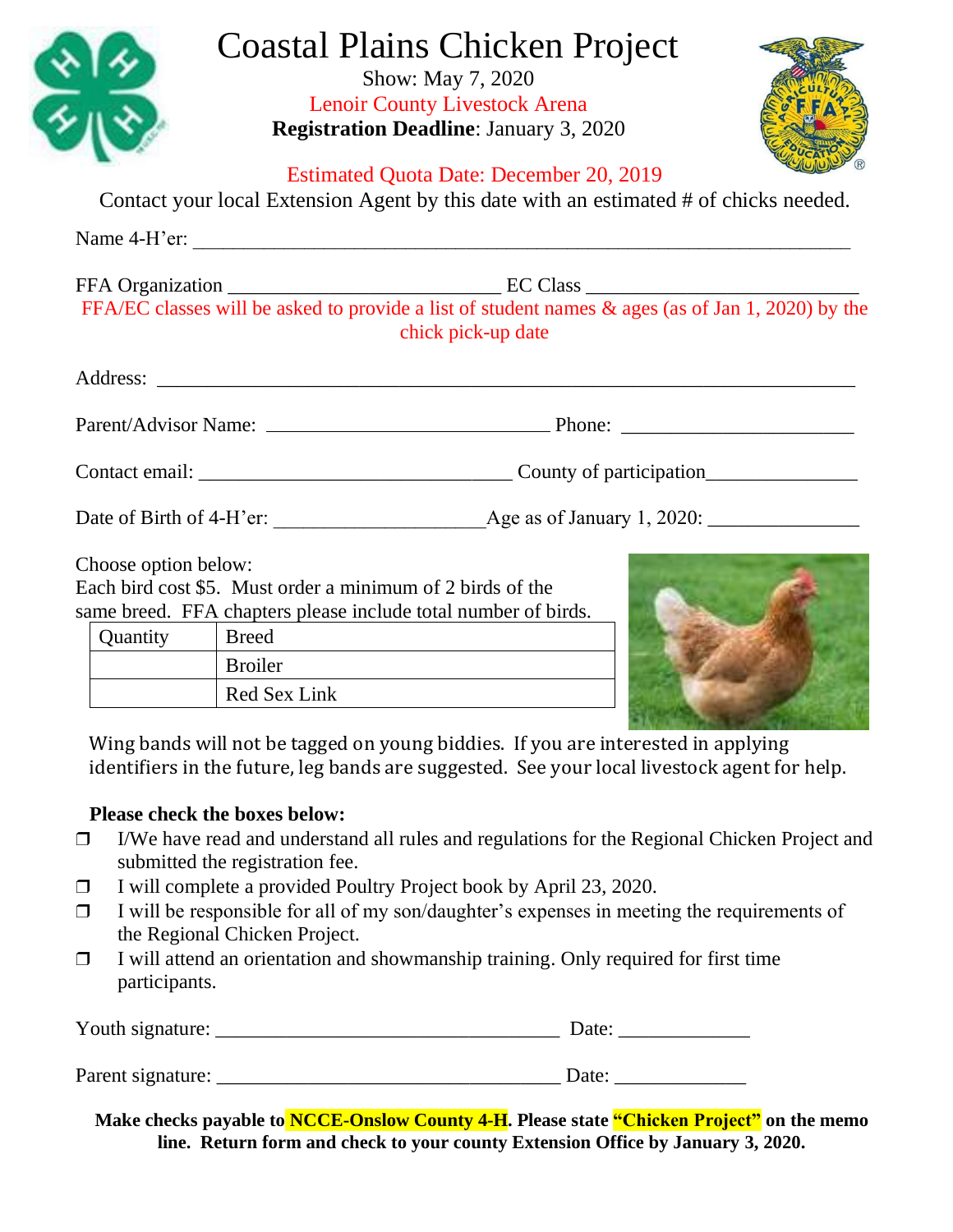# Coastal Plains Chicken Project

Show: May 7, 2020

Lenoir County Livestock Arena

**Registration Deadline**: January 3, 2020

Estimated Quota Date: December 20, 2019

Contact your local Extension Agent by this date with an estimated # of chicks needed.

Name 4-H'er: ___________________________________________________________________

FFA Organization ___________________________ EC Class ___________________________

FFA/EC classes will be asked to provide a list of student names & ages (as of Jan 1, 2020) by the chick pick-up date

Address: ______________________________________________________________________

Parent/Advisor Name: ____________________________ Phone: _______________________

Contact email: ______________________________ County of participation_______________

Date of Birth of 4-H'er: _____________________Age as of January 1, 2020: _______________

Choose option below:
Each bird cost $5. Must order a minimum of 2 birds of the same breed. FFA chapters please include total number of birds.

| Quantity | Breed |
|---|---|
| | Broiler |
| | Red Sex Link |

Wing bands will not be tagged on young biddies. If you are interested in applying identifiers in the future, leg bands are suggested. See your local livestock agent for help.

**Please check the boxes below:**

- ❒ I/We have read and understand all rules and regulations for the Regional Chicken Project and submitted the registration fee.
- ❒ I will complete a provided Poultry Project book by April 23, 2020.
- ❒ I will be responsible for all of my son/daughter's expenses in meeting the requirements of the Regional Chicken Project.
- ❒ I will attend an orientation and showmanship training. Only required for first time participants.

Youth signature: __________________________________ Date: _____________

Parent signature: __________________________________ Date: _____________

**Make checks payable to NCCE-Onslow County 4-H. Please state "Chicken Project" on the memo line. Return form and check to your county Extension Office by January 3, 2020.**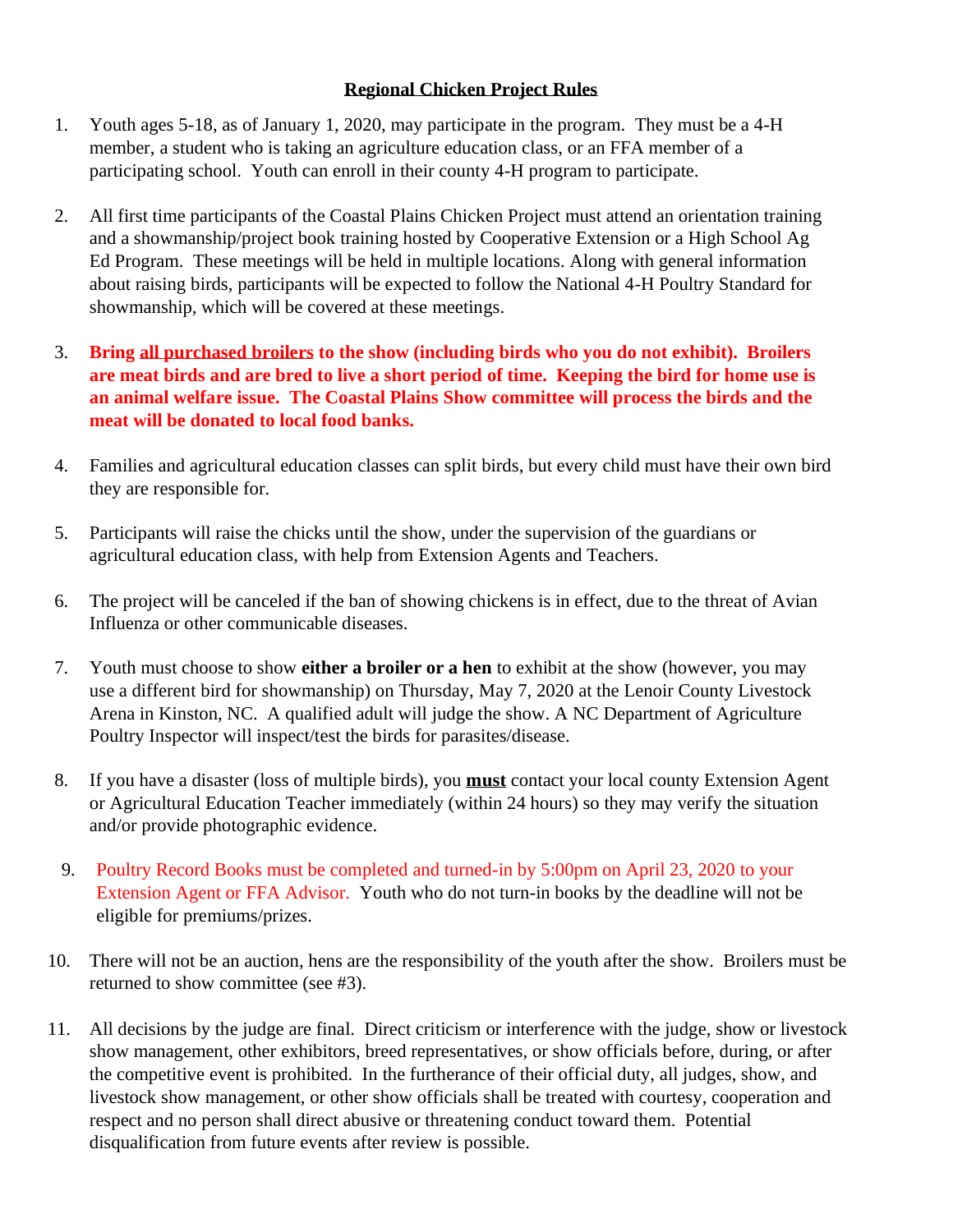**Regional Chicken Project Rules**

1. Youth ages 5-18, as of January 1, 2020, may participate in the program. They must be a 4-H member, a student who is taking an agriculture education class, or an FFA member of a participating school. Youth can enroll in their county 4-H program to participate.

2. All first time participants of the Coastal Plains Chicken Project must attend an orientation training and a showmanship/project book training hosted by Cooperative Extension or a High School Ag Ed Program. These meetings will be held in multiple locations. Along with general information about raising birds, participants will be expected to follow the National 4-H Poultry Standard for showmanship, which will be covered at these meetings.

3. **Bring all purchased broilers to the show (including birds who you do not exhibit). Broilers are meat birds and are bred to live a short period of time. Keeping the bird for home use is an animal welfare issue. The Coastal Plains Show committee will process the birds and the meat will be donated to local food banks.**

4. Families and agricultural education classes can split birds, but every child must have their own bird they are responsible for.

5. Participants will raise the chicks until the show, under the supervision of the guardians or agricultural education class, with help from Extension Agents and Teachers.

6. The project will be canceled if the ban of showing chickens is in effect, due to the threat of Avian Influenza or other communicable diseases.

7. Youth must choose to show **either a broiler or a hen** to exhibit at the show (however, you may use a different bird for showmanship) on Thursday, May 7, 2020 at the Lenoir County Livestock Arena in Kinston, NC. A qualified adult will judge the show. A NC Department of Agriculture Poultry Inspector will inspect/test the birds for parasites/disease.

8. If you have a disaster (loss of multiple birds), you **must** contact your local county Extension Agent or Agricultural Education Teacher immediately (within 24 hours) so they may verify the situation and/or provide photographic evidence.

9. Poultry Record Books must be completed and turned-in by 5:00pm on April 23, 2020 to your Extension Agent or FFA Advisor. Youth who do not turn-in books by the deadline will not be eligible for premiums/prizes.

10. There will not be an auction, hens are the responsibility of the youth after the show. Broilers must be returned to show committee (see #3).

11. All decisions by the judge are final. Direct criticism or interference with the judge, show or livestock show management, other exhibitors, breed representatives, or show officials before, during, or after the competitive event is prohibited. In the furtherance of their official duty, all judges, show, and livestock show management, or other show officials shall be treated with courtesy, cooperation and respect and no person shall direct abusive or threatening conduct toward them. Potential disqualification from future events after review is possible.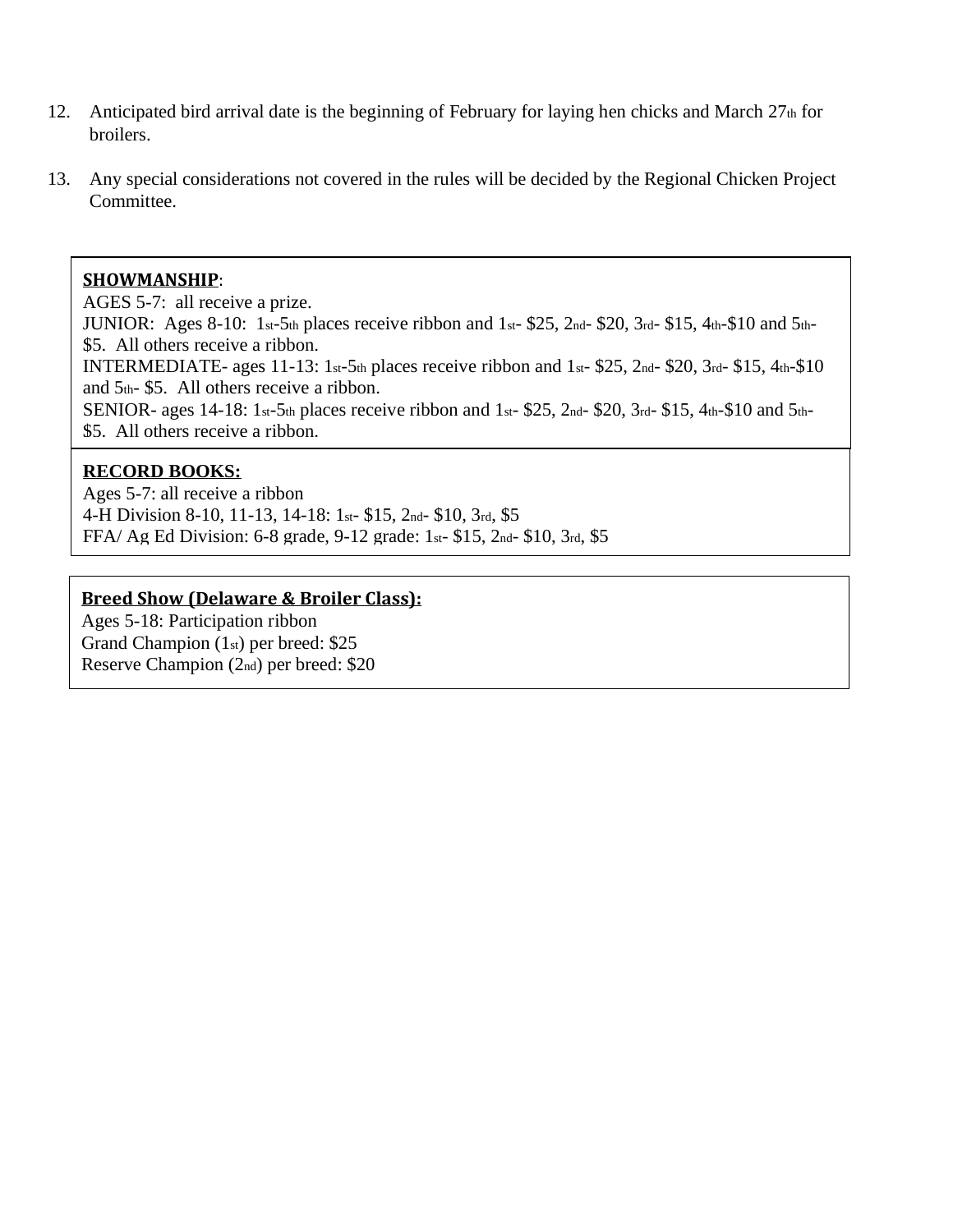12. Anticipated bird arrival date is the beginning of February for laying hen chicks and March 27th for broilers.

13. Any special considerations not covered in the rules will be decided by the Regional Chicken Project Committee.

**SHOWMANSHIP**:

AGES 5-7: all receive a prize.

JUNIOR: Ages 8-10: 1st-5th places receive ribbon and 1st- $25, 2nd- $20, 3rd- $15, 4th-$10 and 5th- $5. All others receive a ribbon.

INTERMEDIATE- ages 11-13: 1st-5th places receive ribbon and 1st- $25, 2nd- $20, 3rd- $15, 4th-$10 and 5th- $5. All others receive a ribbon.

SENIOR- ages 14-18: 1st-5th places receive ribbon and 1st- $25, 2nd- $20, 3rd- $15, 4th-$10 and 5th- $5. All others receive a ribbon.

**RECORD BOOKS:**

Ages 5-7: all receive a ribbon

4-H Division 8-10, 11-13, 14-18: 1st- $15, 2nd- $10, 3rd, $5

FFA/ Ag Ed Division: 6-8 grade, 9-12 grade: 1st- $15, 2nd- $10, 3rd, $5

**Breed Show (Delaware & Broiler Class):**

Ages 5-18: Participation ribbon

Grand Champion (1st) per breed: $25

Reserve Champion (2nd) per breed: $20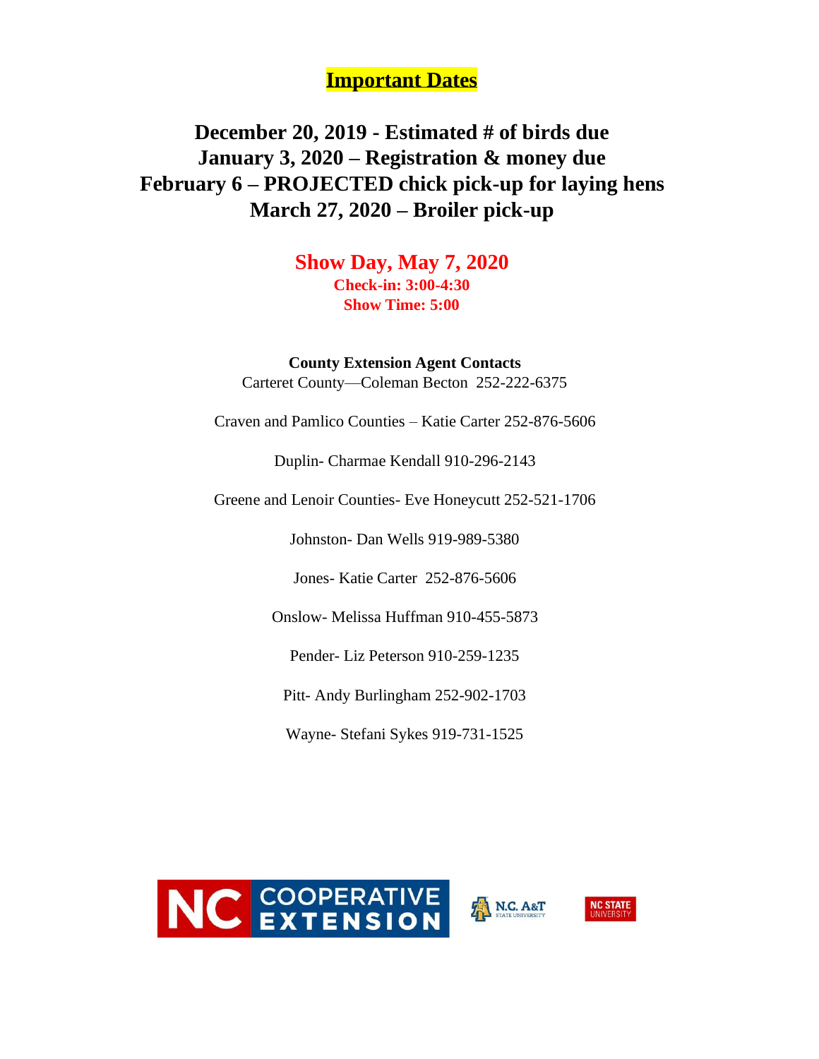# Important Dates

**December 20, 2019 - Estimated # of birds due**
**January 3, 2020 – Registration & money due**
**February 6 – PROJECTED chick pick-up for laying hens**
**March 27, 2020 – Broiler pick-up**

## Show Day, May 7, 2020

**Check-in: 3:00-4:30**
**Show Time: 5:00**

**County Extension Agent Contacts**

Carteret County—Coleman Becton 252-222-6375

Craven and Pamlico Counties – Katie Carter 252-876-5606

Duplin- Charmae Kendall 910-296-2143

Greene and Lenoir Counties- Eve Honeycutt 252-521-1706

Johnston- Dan Wells 919-989-5380

Jones- Katie Carter 252-876-5606

Onslow- Melissa Huffman 910-455-5873

Pender- Liz Peterson 910-259-1235

Pitt- Andy Burlingham 252-902-1703

Wayne- Stefani Sykes 919-731-1525

NC COOPERATIVE EXTENSION

N.C. A&T STATE UNIVERSITY

NC STATE UNIVERSITY